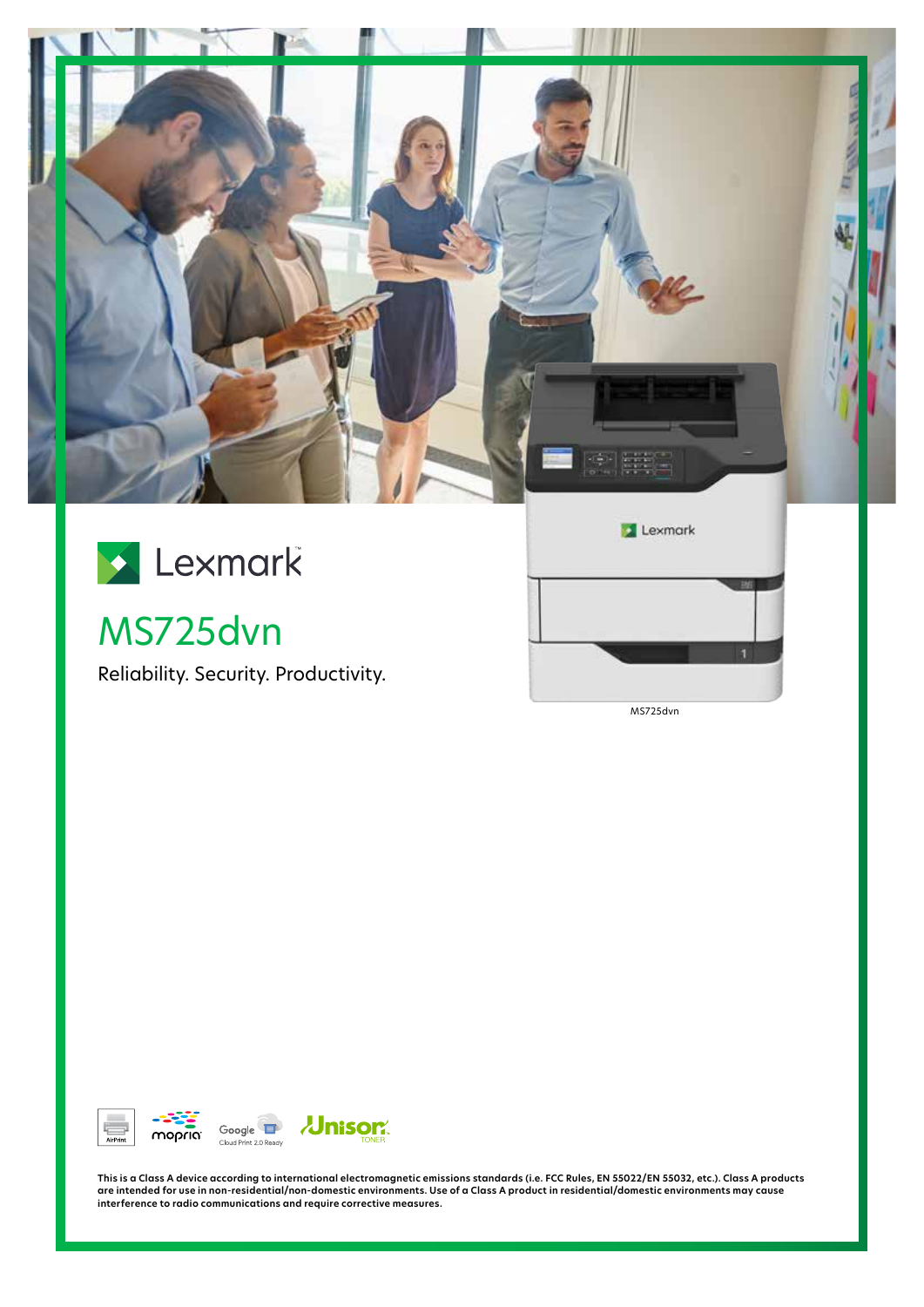Lexmark

# MS725dvn

Reliability. Security. Productivity.

MS725dvn

AirPrint mopria Google Cloud Print 2.0 Ready Unison TONER

**This is a Class A device according to international electromagnetic emissions standards (i.e. FCC Rules, EN 55022/EN 55032, etc.). Class A products are intended for use in non-residential/non-domestic environments. Use of a Class A product in residential/domestic environments may cause interference to radio communications and require corrective measures.**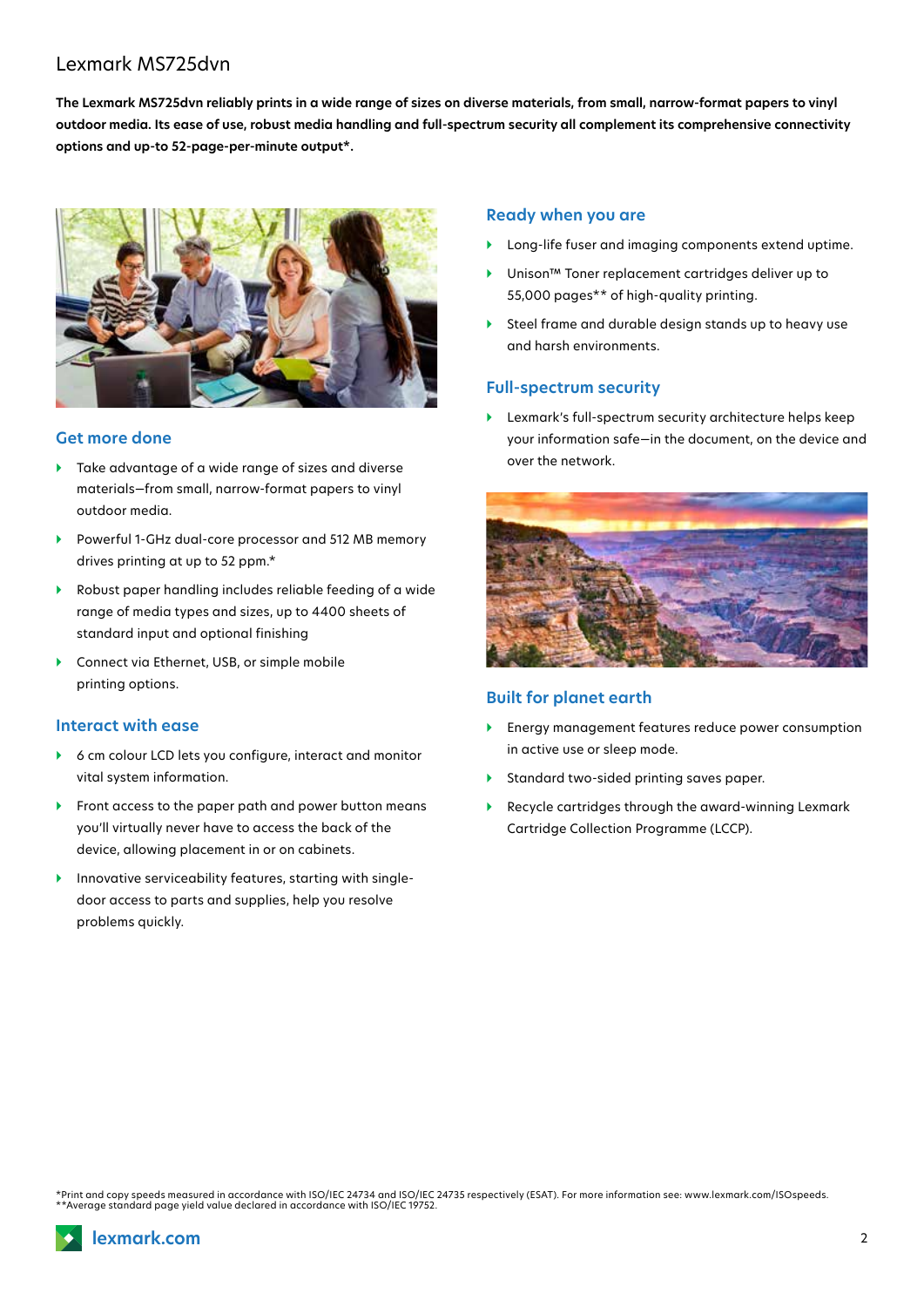# Lexmark MS725dvn

**The Lexmark MS725dvn reliably prints in a wide range of sizes on diverse materials, from small, narrow-format papers to vinyl outdoor media. Its ease of use, robust media handling and full-spectrum security all complement its comprehensive connectivity options and up-to 52-page-per-minute output*.**

## Get more done

- Take advantage of a wide range of sizes and diverse materials—from small, narrow-format papers to vinyl outdoor media.
- Powerful 1-GHz dual-core processor and 512 MB memory drives printing at up to 52 ppm.*
- Robust paper handling includes reliable feeding of a wide range of media types and sizes, up to 4400 sheets of standard input and optional finishing
- Connect via Ethernet, USB, or simple mobile printing options.

## Interact with ease

- 6 cm colour LCD lets you configure, interact and monitor vital system information.
- Front access to the paper path and power button means you'll virtually never have to access the back of the device, allowing placement in or on cabinets.
- Innovative serviceability features, starting with single-door access to parts and supplies, help you resolve problems quickly.

## Ready when you are

- Long-life fuser and imaging components extend uptime.
- Unison™ Toner replacement cartridges deliver up to 55,000 pages** of high-quality printing.
- Steel frame and durable design stands up to heavy use and harsh environments.

## Full-spectrum security

- Lexmark's full-spectrum security architecture helps keep your information safe—in the document, on the device and over the network.

## Built for planet earth

- Energy management features reduce power consumption in active use or sleep mode.
- Standard two-sided printing saves paper.
- Recycle cartridges through the award-winning Lexmark Cartridge Collection Programme (LCCP).

*Print and copy speeds measured in accordance with ISO/IEC 24734 and ISO/IEC 24735 respectively (ESAT). For more information see: www.lexmark.com/ISOspeeds.
**Average standard page yield value declared in accordance with ISO/IEC 19752.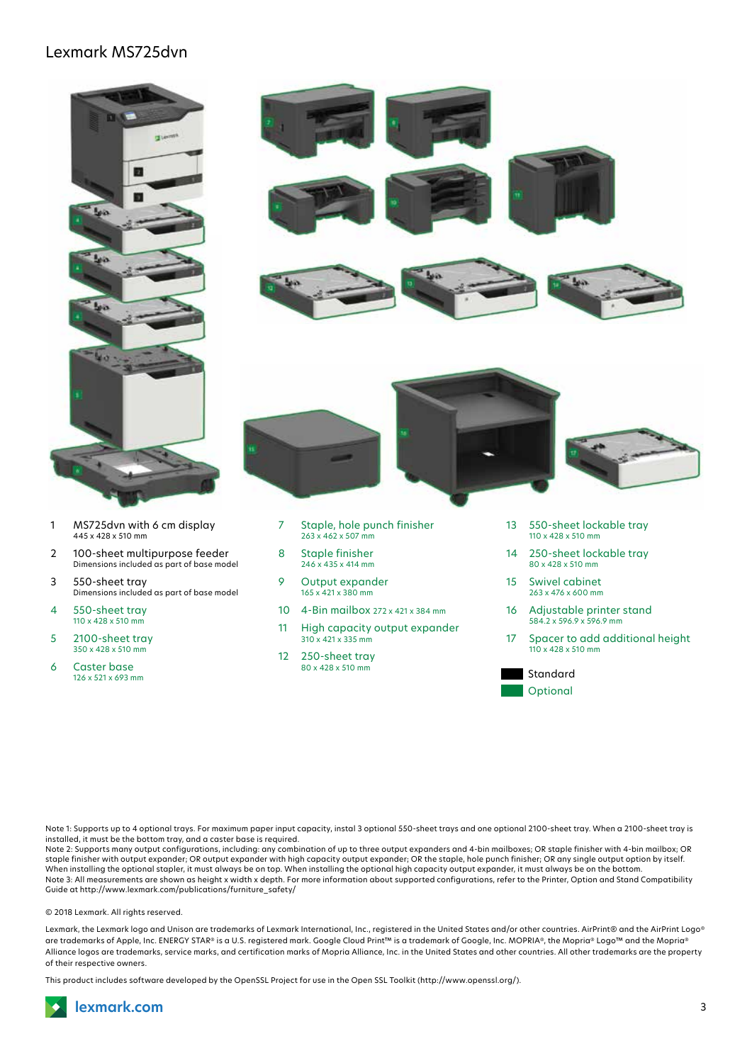# Lexmark MS725dvn

1. MS725dvn with 6 cm display
   445 x 428 x 510 mm
2. 100-sheet multipurpose feeder
   Dimensions included as part of base model
3. 550-sheet tray
   Dimensions included as part of base model
4. 550-sheet tray
   110 x 428 x 510 mm
5. 2100-sheet tray
   350 x 428 x 510 mm
6. Caster base
   126 x 521 x 693 mm
7. Staple, hole punch finisher
   263 x 462 x 507 mm
8. Staple finisher
   246 x 435 x 414 mm
9. Output expander
   165 x 421 x 380 mm
10. 4-Bin mailbox 272 x 421 x 384 mm
11. High capacity output expander
    310 x 421 x 335 mm
12. 250-sheet tray
    80 x 428 x 510 mm
13. 550-sheet lockable tray
    110 x 428 x 510 mm
14. 250-sheet lockable tray
    80 x 428 x 510 mm
15. Swivel cabinet
    263 x 476 x 600 mm
16. Adjustable printer stand
    584.2 x 596.9 x 596.9 mm
17. Spacer to add additional height
    110 x 428 x 510 mm

Standard

Optional

Note 1: Supports up to 4 optional trays. For maximum paper input capacity, instal 3 optional 550-sheet trays and one optional 2100-sheet tray. When a 2100-sheet tray is installed, it must be the bottom tray, and a caster base is required.
Note 2: Supports many output configurations, including: any combination of up to three output expanders and 4-bin mailboxes; OR staple finisher with 4-bin mailbox; OR staple finisher with output expander; OR output expander with high capacity output expander; OR the staple, hole punch finisher; OR any single output option by itself. When installing the optional stapler, it must always be on top. When installing the optional high capacity output expander, it must always be on the bottom.
Note 3: All measurements are shown as height x width x depth. For more information about supported configurations, refer to the Printer, Option and Stand Compatibility Guide at http://www.lexmark.com/publications/furniture_safety/

© 2018 Lexmark. All rights reserved.

Lexmark, the Lexmark logo and Unison are trademarks of Lexmark International, Inc., registered in the United States and/or other countries. AirPrint® and the AirPrint Logo® are trademarks of Apple, Inc. ENERGY STAR® is a U.S. registered mark. Google Cloud Print™ is a trademark of Google, Inc. MOPRIA®, the Mopria® Logo™ and the Mopria® Alliance logos are trademarks, service marks, and certification marks of Mopria Alliance, Inc. in the United States and other countries. All other trademarks are the property of their respective owners.

This product includes software developed by the OpenSSL Project for use in the Open SSL Toolkit (http://www.openssl.org/).

lexmark.com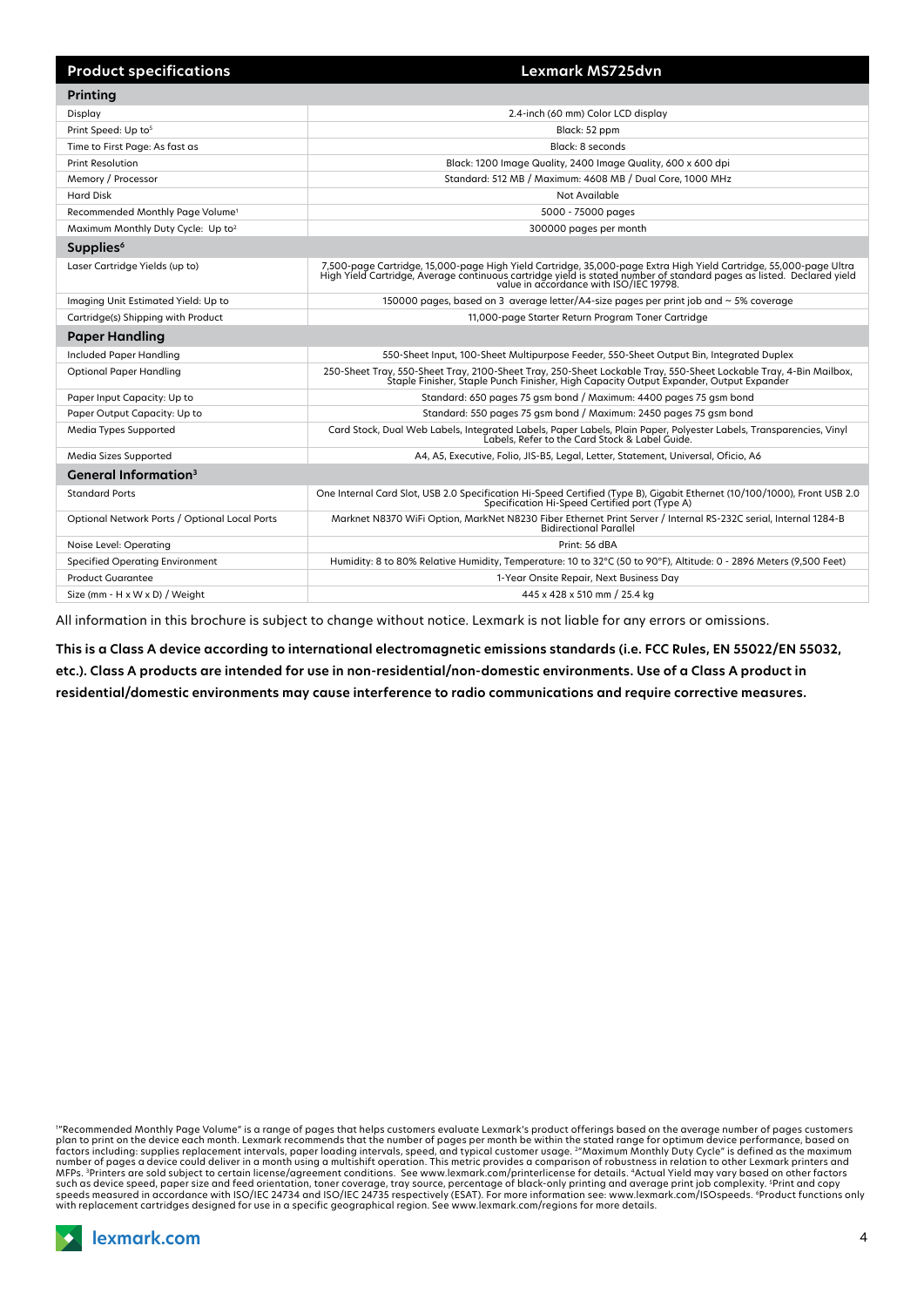| Product specifications | Lexmark MS725dvn |
|---|---|
| **Printing** | |
| Display | 2.4-inch (60 mm) Color LCD display |
| Print Speed: Up to[5] | Black: 52 ppm |
| Time to First Page: As fast as | Black: 8 seconds |
| Print Resolution | Black: 1200 Image Quality, 2400 Image Quality, 600 x 600 dpi |
| Memory / Processor | Standard: 512 MB / Maximum: 4608 MB / Dual Core, 1000 MHz |
| Hard Disk | Not Available |
| Recommended Monthly Page Volume[1] | 5000 - 75000 pages |
| Maximum Monthly Duty Cycle: Up to[2] | 300000 pages per month |
| **Supplies[6]** | |
| Laser Cartridge Yields (up to) | 7,500-page Cartridge, 15,000-page High Yield Cartridge, 35,000-page Extra High Yield Cartridge, 55,000-page Ultra High Yield Cartridge, Average continuous cartridge yield is stated number of standard pages as listed. Declared yield value in accordance with ISO/IEC 19798. |
| Imaging Unit Estimated Yield: Up to | 150000 pages, based on 3 average letter/A4-size pages per print job and ~ 5% coverage |
| Cartridge(s) Shipping with Product | 11,000-page Starter Return Program Toner Cartridge |
| **Paper Handling** | |
| Included Paper Handling | 550-Sheet Input, 100-Sheet Multipurpose Feeder, 550-Sheet Output Bin, Integrated Duplex |
| Optional Paper Handling | 250-Sheet Tray, 550-Sheet Tray, 2100-Sheet Tray, 250-Sheet Lockable Tray, 550-Sheet Lockable Tray, 4-Bin Mailbox, Staple Finisher, Staple Punch Finisher, High Capacity Output Expander, Output Expander |
| Paper Input Capacity: Up to | Standard: 650 pages 75 gsm bond / Maximum: 4400 pages 75 gsm bond |
| Paper Output Capacity: Up to | Standard: 550 pages 75 gsm bond / Maximum: 2450 pages 75 gsm bond |
| Media Types Supported | Card Stock, Dual Web Labels, Integrated Labels, Paper Labels, Plain Paper, Polyester Labels, Transparencies, Vinyl Labels, Refer to the Card Stock & Label Guide. |
| Media Sizes Supported | A4, A5, Executive, Folio, JIS-B5, Legal, Letter, Statement, Universal, Oficio, A6 |
| **General Information[3]** | |
| Standard Ports | One Internal Card Slot, USB 2.0 Specification Hi-Speed Certified (Type B), Gigabit Ethernet (10/100/1000), Front USB 2.0 Specification Hi-Speed Certified port (Type A) |
| Optional Network Ports / Optional Local Ports | Marknet N8370 WiFi Option, MarkNet N8230 Fiber Ethernet Print Server / Internal RS-232C serial, Internal 1284-B Bidirectional Parallel |
| Noise Level: Operating | Print: 56 dBA |
| Specified Operating Environment | Humidity: 8 to 80% Relative Humidity, Temperature: 10 to 32°C (50 to 90°F), Altitude: 0 - 2896 Meters (9,500 Feet) |
| Product Guarantee | 1-Year Onsite Repair, Next Business Day |
| Size (mm - H x W x D) / Weight | 445 x 428 x 510 mm / 25.4 kg |

All information in this brochure is subject to change without notice. Lexmark is not liable for any errors or omissions.

**This is a Class A device according to international electromagnetic emissions standards (i.e. FCC Rules, EN 55022/EN 55032, etc.). Class A products are intended for use in non-residential/non-domestic environments. Use of a Class A product in residential/domestic environments may cause interference to radio communications and require corrective measures.**

[1]"Recommended Monthly Page Volume" is a range of pages that helps customers evaluate Lexmark's product offerings based on the average number of pages customers plan to print on the device each month. Lexmark recommends that the number of pages per month be within the stated range for optimum device performance, based on factors including: supplies replacement intervals, paper loading intervals, speed, and typical customer usage. [2]"Maximum Monthly Duty Cycle" is defined as the maximum number of pages a device could deliver in a month using a multishift operation. This metric provides a comparison of robustness in relation to other Lexmark printers and MFPs. [3]Printers are sold subject to certain license/agreement conditions. See www.lexmark.com/printerlicense for details. [4]Actual Yield may vary based on other factors such as device speed, paper size and feed orientation, toner coverage, tray source, percentage of black-only printing and average print job complexity. [5]Print and copy speeds measured in accordance with ISO/IEC 24734 and ISO/IEC 24735 respectively (ESAT). For more information see: www.lexmark.com/ISOspeeds. [6]Product functions only with replacement cartridges designed for use in a specific geographical region. See www.lexmark.com/regions for more details.

lexmark.com